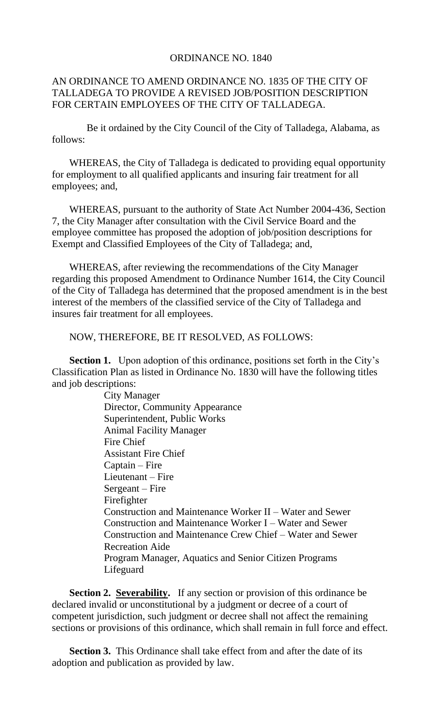ORDINANCE NO. 1840

AN ORDINANCE TO AMEND ORDINANCE NO. 1835 OF THE CITY OF TALLADEGA TO PROVIDE A REVISED JOB/POSITION DESCRIPTION FOR CERTAIN EMPLOYEES OF THE CITY OF TALLADEGA.

Be it ordained by the City Council of the City of Talladega, Alabama, as follows:

WHEREAS, the City of Talladega is dedicated to providing equal opportunity for employment to all qualified applicants and insuring fair treatment for all employees; and,

WHEREAS, pursuant to the authority of State Act Number 2004-436, Section 7, the City Manager after consultation with the Civil Service Board and the employee committee has proposed the adoption of job/position descriptions for Exempt and Classified Employees of the City of Talladega; and,

WHEREAS, after reviewing the recommendations of the City Manager regarding this proposed Amendment to Ordinance Number 1614, the City Council of the City of Talladega has determined that the proposed amendment is in the best interest of the members of the classified service of the City of Talladega and insures fair treatment for all employees.

NOW, THEREFORE, BE IT RESOLVED, AS FOLLOWS:

**Section 1.** Upon adoption of this ordinance, positions set forth in the City's Classification Plan as listed in Ordinance No. 1830 will have the following titles and job descriptions:

- City Manager
- Director, Community Appearance
- Superintendent, Public Works
- Animal Facility Manager
- Fire Chief
- Assistant Fire Chief
- Captain – Fire
- Lieutenant – Fire
- Sergeant – Fire
- Firefighter
- Construction and Maintenance Worker II – Water and Sewer
- Construction and Maintenance Worker I – Water and Sewer
- Construction and Maintenance Crew Chief – Water and Sewer
- Recreation Aide
- Program Manager, Aquatics and Senior Citizen Programs
- Lifeguard

**Section 2. Severability.** If any section or provision of this ordinance be declared invalid or unconstitutional by a judgment or decree of a court of competent jurisdiction, such judgment or decree shall not affect the remaining sections or provisions of this ordinance, which shall remain in full force and effect.

**Section 3.** This Ordinance shall take effect from and after the date of its adoption and publication as provided by law.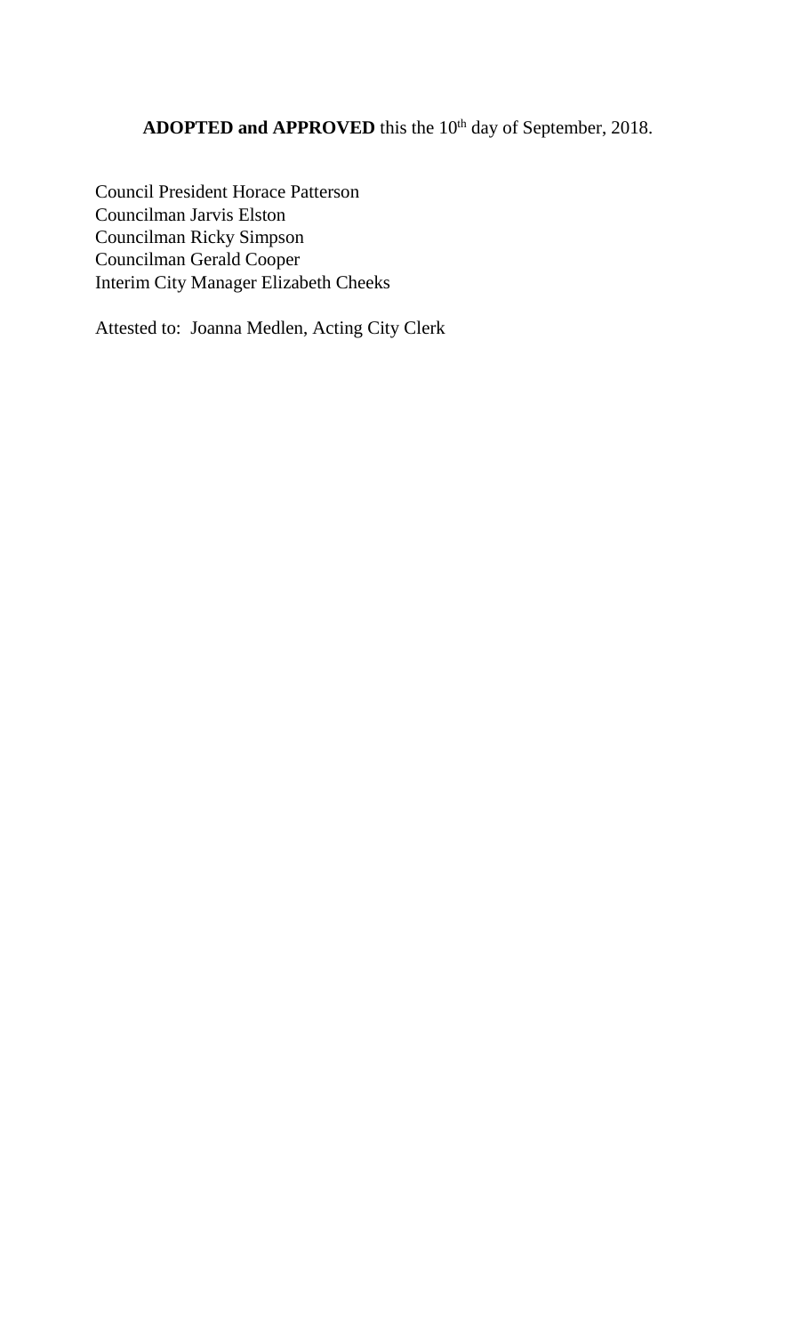**ADOPTED and APPROVED** this the 10th day of September, 2018.

Council President Horace Patterson
Councilman Jarvis Elston
Councilman Ricky Simpson
Councilman Gerald Cooper
Interim City Manager Elizabeth Cheeks

Attested to: Joanna Medlen, Acting City Clerk